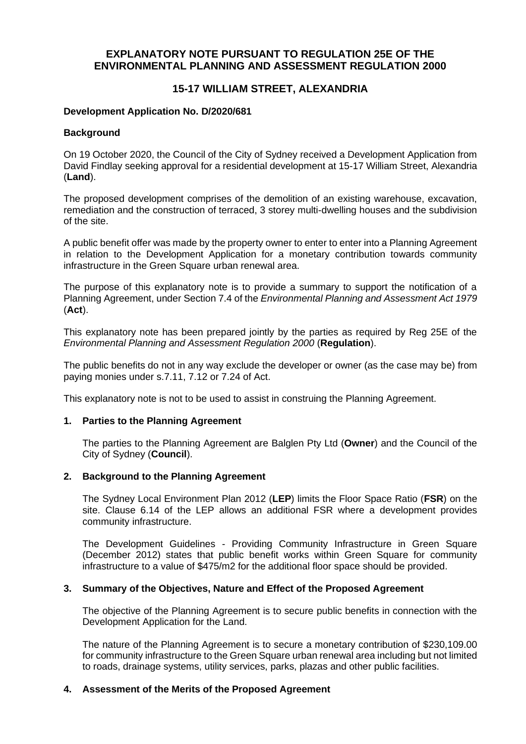# EXPLANATORY NOTE PURSUANT TO REGULATION 25E OF THE ENVIRONMENTAL PLANNING AND ASSESSMENT REGULATION 2000

## 15-17 WILLIAM STREET, ALEXANDRIA

**Development Application No. D/2020/681**

**Background**

On 19 October 2020, the Council of the City of Sydney received a Development Application from David Findlay seeking approval for a residential development at 15-17 William Street, Alexandria (**Land**).

The proposed development comprises of the demolition of an existing warehouse, excavation, remediation and the construction of terraced, 3 storey multi-dwelling houses and the subdivision of the site.

A public benefit offer was made by the property owner to enter to enter into a Planning Agreement in relation to the Development Application for a monetary contribution towards community infrastructure in the Green Square urban renewal area.

The purpose of this explanatory note is to provide a summary to support the notification of a Planning Agreement, under Section 7.4 of the *Environmental Planning and Assessment Act 1979* (**Act**).

This explanatory note has been prepared jointly by the parties as required by Reg 25E of the *Environmental Planning and Assessment Regulation 2000* (**Regulation**).

The public benefits do not in any way exclude the developer or owner (as the case may be) from paying monies under s.7.11, 7.12 or 7.24 of Act.

This explanatory note is not to be used to assist in construing the Planning Agreement.

### 1. Parties to the Planning Agreement

The parties to the Planning Agreement are Balglen Pty Ltd (**Owner**) and the Council of the City of Sydney (**Council**).

### 2. Background to the Planning Agreement

The Sydney Local Environment Plan 2012 (**LEP**) limits the Floor Space Ratio (**FSR**) on the site. Clause 6.14 of the LEP allows an additional FSR where a development provides community infrastructure.

The Development Guidelines - Providing Community Infrastructure in Green Square (December 2012) states that public benefit works within Green Square for community infrastructure to a value of $475/m2 for the additional floor space should be provided.

### 3. Summary of the Objectives, Nature and Effect of the Proposed Agreement

The objective of the Planning Agreement is to secure public benefits in connection with the Development Application for the Land.

The nature of the Planning Agreement is to secure a monetary contribution of $230,109.00 for community infrastructure to the Green Square urban renewal area including but not limited to roads, drainage systems, utility services, parks, plazas and other public facilities.

### 4. Assessment of the Merits of the Proposed Agreement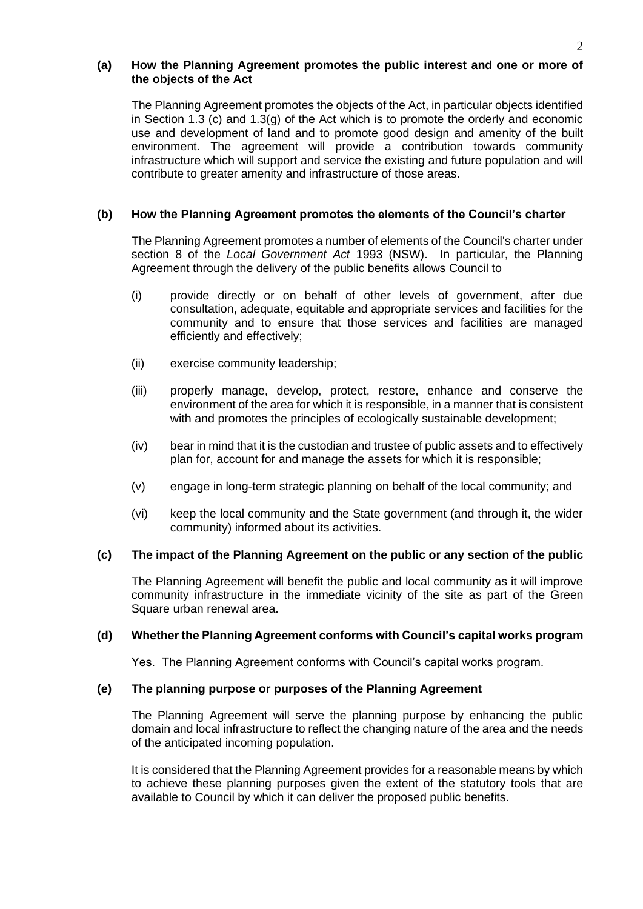**(a) How the Planning Agreement promotes the public interest and one or more of the objects of the Act**

The Planning Agreement promotes the objects of the Act, in particular objects identified in Section 1.3 (c) and 1.3(g) of the Act which is to promote the orderly and economic use and development of land and to promote good design and amenity of the built environment. The agreement will provide a contribution towards community infrastructure which will support and service the existing and future population and will contribute to greater amenity and infrastructure of those areas.

**(b) How the Planning Agreement promotes the elements of the Council's charter**

The Planning Agreement promotes a number of elements of the Council's charter under section 8 of the *Local Government Act* 1993 (NSW). In particular, the Planning Agreement through the delivery of the public benefits allows Council to

(i) provide directly or on behalf of other levels of government, after due consultation, adequate, equitable and appropriate services and facilities for the community and to ensure that those services and facilities are managed efficiently and effectively;

(ii) exercise community leadership;

(iii) properly manage, develop, protect, restore, enhance and conserve the environment of the area for which it is responsible, in a manner that is consistent with and promotes the principles of ecologically sustainable development;

(iv) bear in mind that it is the custodian and trustee of public assets and to effectively plan for, account for and manage the assets for which it is responsible;

(v) engage in long-term strategic planning on behalf of the local community; and

(vi) keep the local community and the State government (and through it, the wider community) informed about its activities.

**(c) The impact of the Planning Agreement on the public or any section of the public**

The Planning Agreement will benefit the public and local community as it will improve community infrastructure in the immediate vicinity of the site as part of the Green Square urban renewal area.

**(d) Whether the Planning Agreement conforms with Council's capital works program**

Yes. The Planning Agreement conforms with Council's capital works program.

**(e) The planning purpose or purposes of the Planning Agreement**

The Planning Agreement will serve the planning purpose by enhancing the public domain and local infrastructure to reflect the changing nature of the area and the needs of the anticipated incoming population.

It is considered that the Planning Agreement provides for a reasonable means by which to achieve these planning purposes given the extent of the statutory tools that are available to Council by which it can deliver the proposed public benefits.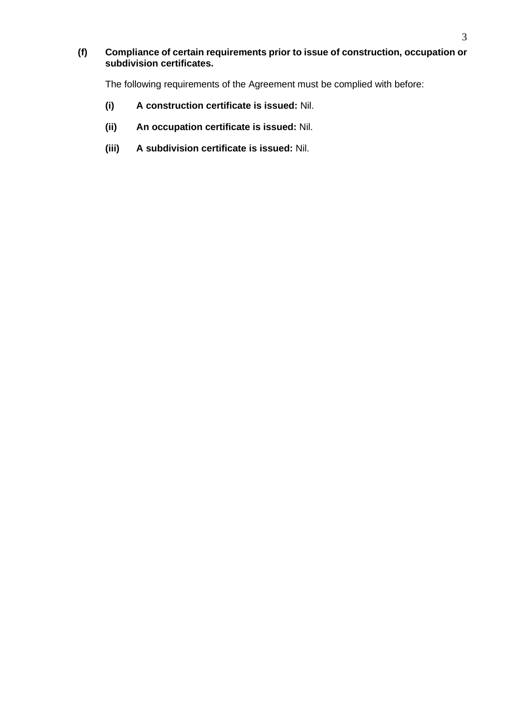**(f) Compliance of certain requirements prior to issue of construction, occupation or subdivision certificates.**

The following requirements of the Agreement must be complied with before:

**(i) A construction certificate is issued:** Nil.

**(ii) An occupation certificate is issued:** Nil.

**(iii) A subdivision certificate is issued:** Nil.